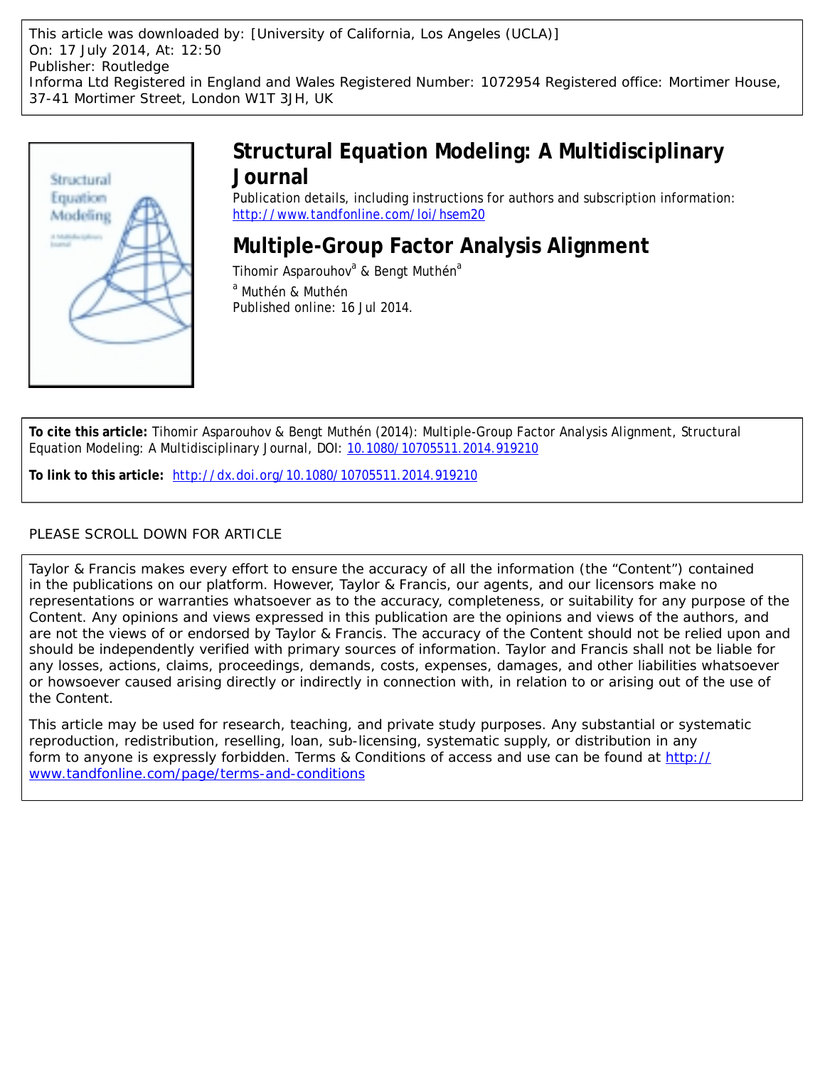This article was downloaded by: [University of California, Los Angeles (UCLA)]
On: 17 July 2014, At: 12:50
Publisher: Routledge
Informa Ltd Registered in England and Wales Registered Number: 1072954 Registered office: Mortimer House, 37-41 Mortimer Street, London W1T 3JH, UK

# Structural Equation Modeling: A Multidisciplinary Journal

Publication details, including instructions for authors and subscription information:
http://www.tandfonline.com/loi/hsem20

# Multiple-Group Factor Analysis Alignment

Tihomir Asparouhov[a] & Bengt Muthén[a]

[a] Muthén & Muthén

Published online: 16 Jul 2014.

**To cite this article:** Tihomir Asparouhov & Bengt Muthén (2014): Multiple-Group Factor Analysis Alignment, Structural Equation Modeling: A Multidisciplinary Journal, DOI: 10.1080/10705511.2014.919210

**To link to this article:** http://dx.doi.org/10.1080/10705511.2014.919210

PLEASE SCROLL DOWN FOR ARTICLE

Taylor & Francis makes every effort to ensure the accuracy of all the information (the "Content") contained in the publications on our platform. However, Taylor & Francis, our agents, and our licensors make no representations or warranties whatsoever as to the accuracy, completeness, or suitability for any purpose of the Content. Any opinions and views expressed in this publication are the opinions and views of the authors, and are not the views of or endorsed by Taylor & Francis. The accuracy of the Content should not be relied upon and should be independently verified with primary sources of information. Taylor and Francis shall not be liable for any losses, actions, claims, proceedings, demands, costs, expenses, damages, and other liabilities whatsoever or howsoever caused arising directly or indirectly in connection with, in relation to or arising out of the use of the Content.

This article may be used for research, teaching, and private study purposes. Any substantial or systematic reproduction, redistribution, reselling, loan, sub-licensing, systematic supply, or distribution in any form to anyone is expressly forbidden. Terms & Conditions of access and use can be found at http://www.tandfonline.com/page/terms-and-conditions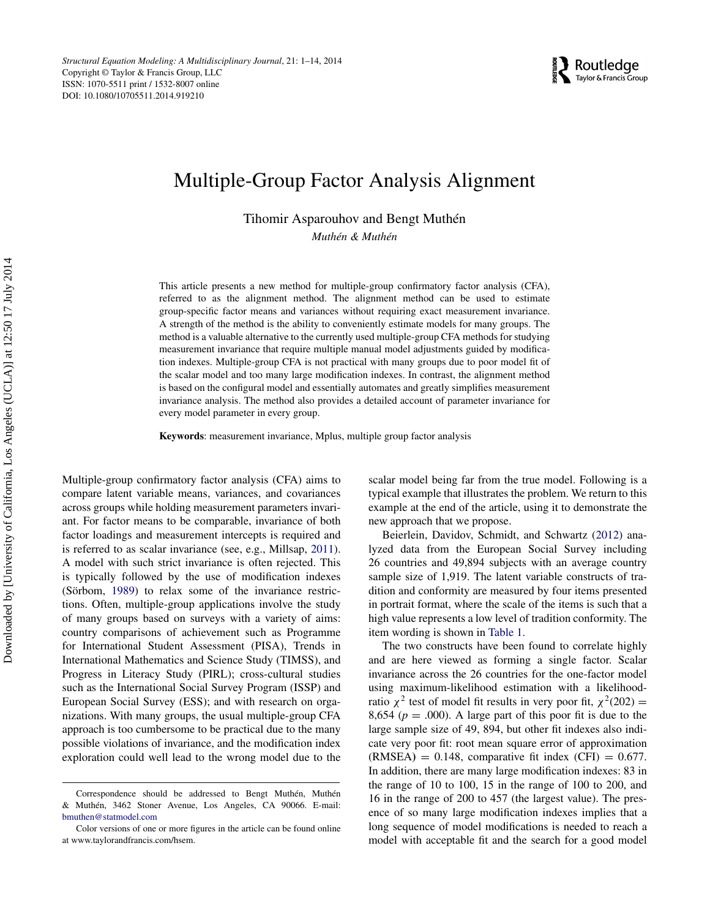# Multiple-Group Factor Analysis Alignment

Tihomir Asparouhov and Bengt Muthén

*Muthén & Muthén*

This article presents a new method for multiple-group confirmatory factor analysis (CFA), referred to as the alignment method. The alignment method can be used to estimate group-specific factor means and variances without requiring exact measurement invariance. A strength of the method is the ability to conveniently estimate models for many groups. The method is a valuable alternative to the currently used multiple-group CFA methods for studying measurement invariance that require multiple manual model adjustments guided by modification indexes. Multiple-group CFA is not practical with many groups due to poor model fit of the scalar model and too many large modification indexes. In contrast, the alignment method is based on the configural model and essentially automates and greatly simplifies measurement invariance analysis. The method also provides a detailed account of parameter invariance for every model parameter in every group.

**Keywords**: measurement invariance, Mplus, multiple group factor analysis

Multiple-group confirmatory factor analysis (CFA) aims to compare latent variable means, variances, and covariances across groups while holding measurement parameters invariant. For factor means to be comparable, invariance of both factor loadings and measurement intercepts is required and is referred to as scalar invariance (see, e.g., Millsap, 2011). A model with such strict invariance is often rejected. This is typically followed by the use of modification indexes (Sörbom, 1989) to relax some of the invariance restrictions. Often, multiple-group applications involve the study of many groups based on surveys with a variety of aims: country comparisons of achievement such as Programme for International Student Assessment (PISA), Trends in International Mathematics and Science Study (TIMSS), and Progress in Literacy Study (PIRL); cross-cultural studies such as the International Social Survey Program (ISSP) and European Social Survey (ESS); and with research on organizations. With many groups, the usual multiple-group CFA approach is too cumbersome to be practical due to the many possible violations of invariance, and the modification index exploration could well lead to the wrong model due to the scalar model being far from the true model. Following is a typical example that illustrates the problem. We return to this example at the end of the article, using it to demonstrate the new approach that we propose.

Beierlein, Davidov, Schmidt, and Schwartz (2012) analyzed data from the European Social Survey including 26 countries and 49,894 subjects with an average country sample size of 1,919. The latent variable constructs of tradition and conformity are measured by four items presented in portrait format, where the scale of the items is such that a high value represents a low level of tradition conformity. The item wording is shown in Table 1.

The two constructs have been found to correlate highly and are here viewed as forming a single factor. Scalar invariance across the 26 countries for the one-factor model using maximum-likelihood estimation with a likelihood-ratio $\chi^2$ test of model fit results in very poor fit, $\chi^2(202) = 8{,}654$ ($p = .000$). A large part of this poor fit is due to the large sample size of 49, 894, but other fit indexes also indicate very poor fit: root mean square error of approximation (RMSEA) = 0.148, comparative fit index (CFI) = 0.677. In addition, there are many large modification indexes: 83 in the range of 10 to 100, 15 in the range of 100 to 200, and 16 in the range of 200 to 457 (the largest value). The presence of so many large modification indexes implies that a long sequence of model modifications is needed to reach a model with acceptable fit and the search for a good model

Correspondence should be addressed to Bengt Muthén, Muthén & Muthén, 3462 Stoner Avenue, Los Angeles, CA 90066. E-mail: bmuthen@statmodel.com

Color versions of one or more figures in the article can be found online at www.tandfonline.com/hsem.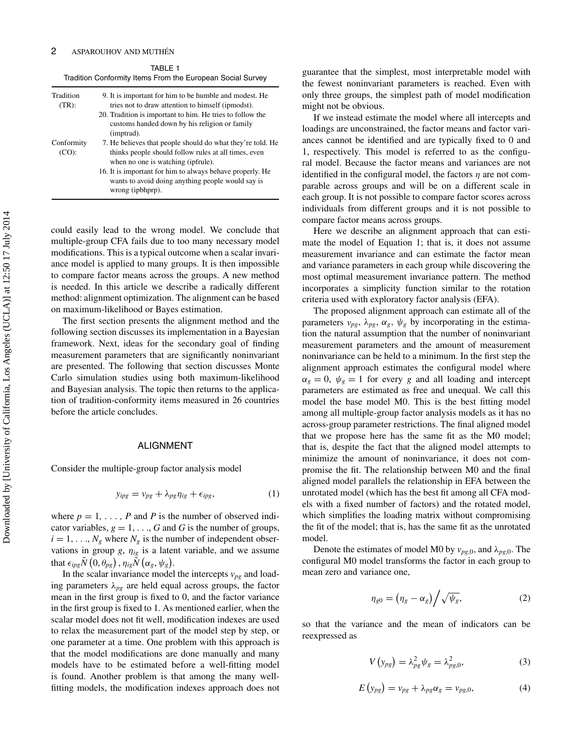TABLE 1
Tradition Conformity Items From the European Social Survey

| | |
|---|---|
| Tradition (TR): | 9. It is important for him to be humble and modest. He tries not to draw attention to himself (ipmodst). |
| | 20. Tradition is important to him. He tries to follow the customs handed down by his religion or family (imptrad). |
| Conformity (CO): | 7. He believes that people should do what they're told. He thinks people should follow rules at all times, even when no one is watching (ipfrule). |
| | 16. It is important for him to always behave properly. He wants to avoid doing anything people would say is wrong (ipbhprp). |

could easily lead to the wrong model. We conclude that multiple-group CFA fails due to too many necessary model modifications. This is a typical outcome when a scalar invariance model is applied to many groups. It is then impossible to compare factor means across the groups. A new method is needed. In this article we describe a radically different method: alignment optimization. The alignment can be based on maximum-likelihood or Bayes estimation.

The first section presents the alignment method and the following section discusses its implementation in a Bayesian framework. Next, ideas for the secondary goal of finding measurement parameters that are significantly noninvariant are presented. The following that section discusses Monte Carlo simulation studies using both maximum-likelihood and Bayesian analysis. The topic then returns to the application of tradition-conformity items measured in 26 countries before the article concludes.

## ALIGNMENT

Consider the multiple-group factor analysis model

$$y_{ipg} = v_{pg} + \lambda_{pg}\eta_{ig} + \epsilon_{ipg}, \tag{1}$$

where $p = 1, \ldots, P$ and $P$ is the number of observed indicator variables, $g = 1, \ldots, G$ and $G$ is the number of groups, $i = 1, \ldots, N_g$ where $N_g$ is the number of independent observations in group $g$, $\eta_{ig}$ is a latent variable, and we assume that $\epsilon_{ipg}\tilde{N}\left(0, \theta_{pg}\right), \eta_{ig}\tilde{N}\left(\alpha_g, \psi_g\right)$.

In the scalar invariance model the intercepts $v_{pg}$ and loading parameters $\lambda_{pg}$ are held equal across groups, the factor mean in the first group is fixed to 0, and the factor variance in the first group is fixed to 1. As mentioned earlier, when the scalar model does not fit well, modification indexes are used to relax the measurement part of the model step by step, or one parameter at a time. One problem with this approach is that the model modifications are done manually and many models have to be estimated before a well-fitting model is found. Another problem is that among the many well-fitting models, the modification indexes approach does not guarantee that the simplest, most interpretable model with the fewest noninvariant parameters is reached. Even with only three groups, the simplest path of model modification might not be obvious.

If we instead estimate the model where all intercepts and loadings are unconstrained, the factor means and factor variances cannot be identified and are typically fixed to 0 and 1, respectively. This model is referred to as the configural model. Because the factor means and variances are not identified in the configural model, the factors $\eta$ are not comparable across groups and will be on a different scale in each group. It is not possible to compare factor scores across individuals from different groups and it is not possible to compare factor means across groups.

Here we describe an alignment approach that can estimate the model of Equation 1; that is, it does not assume measurement invariance and can estimate the factor mean and variance parameters in each group while discovering the most optimal measurement invariance pattern. The method incorporates a simplicity function similar to the rotation criteria used with exploratory factor analysis (EFA).

The proposed alignment approach can estimate all of the parameters $v_{pg}$, $\lambda_{pg}$, $\alpha_g$, $\psi_g$ by incorporating in the estimation the natural assumption that the number of noninvariant measurement parameters and the amount of measurement noninvariance can be held to a minimum. In the first step the alignment approach estimates the configural model where $\alpha_g = 0$, $\psi_g = 1$ for every $g$ and all loading and intercept parameters are estimated as free and unequal. We call this model the base model M0. This is the best fitting model among all multiple-group factor analysis models as it has no across-group parameter restrictions. The final aligned model that we propose here has the same fit as the M0 model; that is, despite the fact that the aligned model attempts to minimize the amount of noninvariance, it does not compromise the fit. The relationship between M0 and the final aligned model parallels the relationship in EFA between the unrotated model (which has the best fit among all CFA models with a fixed number of factors) and the rotated model, which simplifies the loading matrix without compromising the fit of the model; that is, has the same fit as the unrotated model.

Denote the estimates of model M0 by $v_{pg,0}$, and $\lambda_{pg,0}$. The configural M0 model transforms the factor in each group to mean zero and variance one,

$$\eta_{g0} = \left(\eta_g - \alpha_g\right) \Big/ \sqrt{\psi_g}, \tag{2}$$

so that the variance and the mean of indicators can be reexpressed as

$$V\left(y_{pg}\right) = \lambda_{pg}^2 \psi_g = \lambda_{pg,0}^2, \tag{3}$$

$$E\left(y_{pg}\right) = v_{pg} + \lambda_{pg}\alpha_g = v_{pg,0}, \tag{4}$$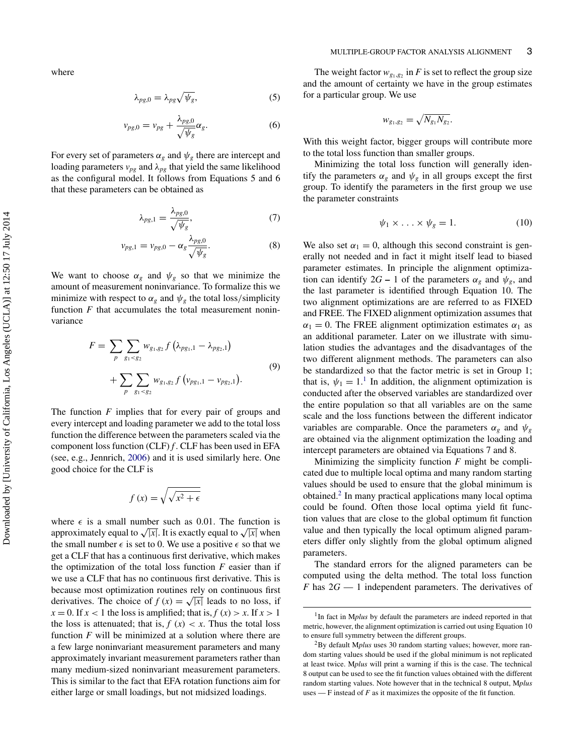where

$$\lambda_{pg,0} = \lambda_{pg}\sqrt{\psi_g}, \tag{5}$$

$$\nu_{pg,0} = \nu_{pg} + \frac{\lambda_{pg,0}}{\sqrt{\psi_g}}\alpha_g. \tag{6}$$

For every set of parameters $\alpha_g$ and $\psi_g$ there are intercept and loading parameters $\nu_{pg}$ and $\lambda_{pg}$ that yield the same likelihood as the configural model. It follows from Equations 5 and 6 that these parameters can be obtained as

$$\lambda_{pg,1} = \frac{\lambda_{pg,0}}{\sqrt{\psi_g}}, \tag{7}$$

$$\nu_{pg,1} = \nu_{pg,0} - \alpha_g\frac{\lambda_{pg,0}}{\sqrt{\psi_g}}. \tag{8}$$

We want to choose $\alpha_g$ and $\psi_g$ so that we minimize the amount of measurement noninvariance. To formalize this we minimize with respect to $\alpha_g$ and $\psi_g$ the total loss/simplicity function $F$ that accumulates the total measurement noninvariance

$$F = \sum_p \sum_{g_1<g_2} w_{g_1,g_2} f\left(\lambda_{pg_1,1} - \lambda_{pg_2,1}\right) + \sum_p \sum_{g_1<g_2} w_{g_1,g_2} f\left(\nu_{pg_1,1} - \nu_{pg_2,1}\right). \tag{9}$$

The function $F$ implies that for every pair of groups and every intercept and loading parameter we add to the total loss function the difference between the parameters scaled via the component loss function (CLF) $f$. CLF has been used in EFA (see, e.g., Jennrich, 2006) and it is used similarly here. One good choice for the CLF is

$$f(x) = \sqrt{\sqrt{x^2 + \epsilon}}$$

where $\epsilon$ is a small number such as 0.01. The function is approximately equal to $\sqrt{|x|}$. It is exactly equal to $\sqrt{|x|}$ when the small number $\epsilon$ is set to 0. We use a positive $\epsilon$ so that we get a CLF that has a continuous first derivative, which makes the optimization of the total loss function $F$ easier than if we use a CLF that has no continuous first derivative. This is because most optimization routines rely on continuous first derivatives. The choice of $f(x) = \sqrt{|x|}$ leads to no loss, if $x = 0$. If $x < 1$ the loss is amplified; that is, $f(x) > x$. If $x > 1$ the loss is attenuated; that is, $f(x) < x$. Thus the total loss function $F$ will be minimized at a solution where there are a few large noninvariant measurement parameters and many approximately invariant measurement parameters rather than many medium-sized noninvariant measurement parameters. This is similar to the fact that EFA rotation functions aim for either large or small loadings, but not midsized loadings.

The weight factor $w_{g_1,g_2}$ in $F$ is set to reflect the group size and the amount of certainty we have in the group estimates for a particular group. We use

$$w_{g_1,g_2} = \sqrt{N_{g_1}N_{g_2}}.$$

With this weight factor, bigger groups will contribute more to the total loss function than smaller groups.

Minimizing the total loss function will generally identify the parameters $\alpha_g$ and $\psi_g$ in all groups except the first group. To identify the parameters in the first group we use the parameter constraints

$$\psi_1 \times \ldots \times \psi_g = 1. \tag{10}$$

We also set $\alpha_1 = 0$, although this second constraint is generally not needed and in fact it might itself lead to biased parameter estimates. In principle the alignment optimization can identify $2G - 1$ of the parameters $\alpha_g$ and $\psi_g$, and the last parameter is identified through Equation 10. The two alignment optimizations are are referred to as FIXED and FREE. The FIXED alignment optimization assumes that $\alpha_1 = 0$. The FREE alignment optimization estimates $\alpha_1$ as an additional parameter. Later on we illustrate with simulation studies the advantages and the disadvantages of the two different alignment methods. The parameters can also be standardized so that the factor metric is set in Group 1; that is, $\psi_1 = 1$.[1] In addition, the alignment optimization is conducted after the observed variables are standardized over the entire population so that all variables are on the same scale and the loss functions between the different indicator variables are comparable. Once the parameters $\alpha_g$ and $\psi_g$ are obtained via the alignment optimization the loading and intercept parameters are obtained via Equations 7 and 8.

Minimizing the simplicity function $F$ might be complicated due to multiple local optima and many random starting values should be used to ensure that the global minimum is obtained.[2] In many practical applications many local optima could be found. Often those local optima yield fit function values that are close to the global optimum fit function value and then typically the local optimum aligned parameters differ only slightly from the global optimum aligned parameters.

The standard errors for the aligned parameters can be computed using the delta method. The total loss function $F$ has $2G$ — 1 independent parameters. The derivatives of

[1] In fact in M*plus* by default the parameters are indeed reported in that metric, however, the alignment optimization is carried out using Equation 10 to ensure full symmetry between the different groups.

[2] By default M*plus* uses 30 random starting values; however, more random starting values should be used if the global minimum is not replicated at least twice. M*plus* will print a warning if this is the case. The technical 8 output can be used to see the fit function values obtained with the different random starting values. Note however that in the technical 8 output, M*plus* uses — F instead of $F$ as it maximizes the opposite of the fit function.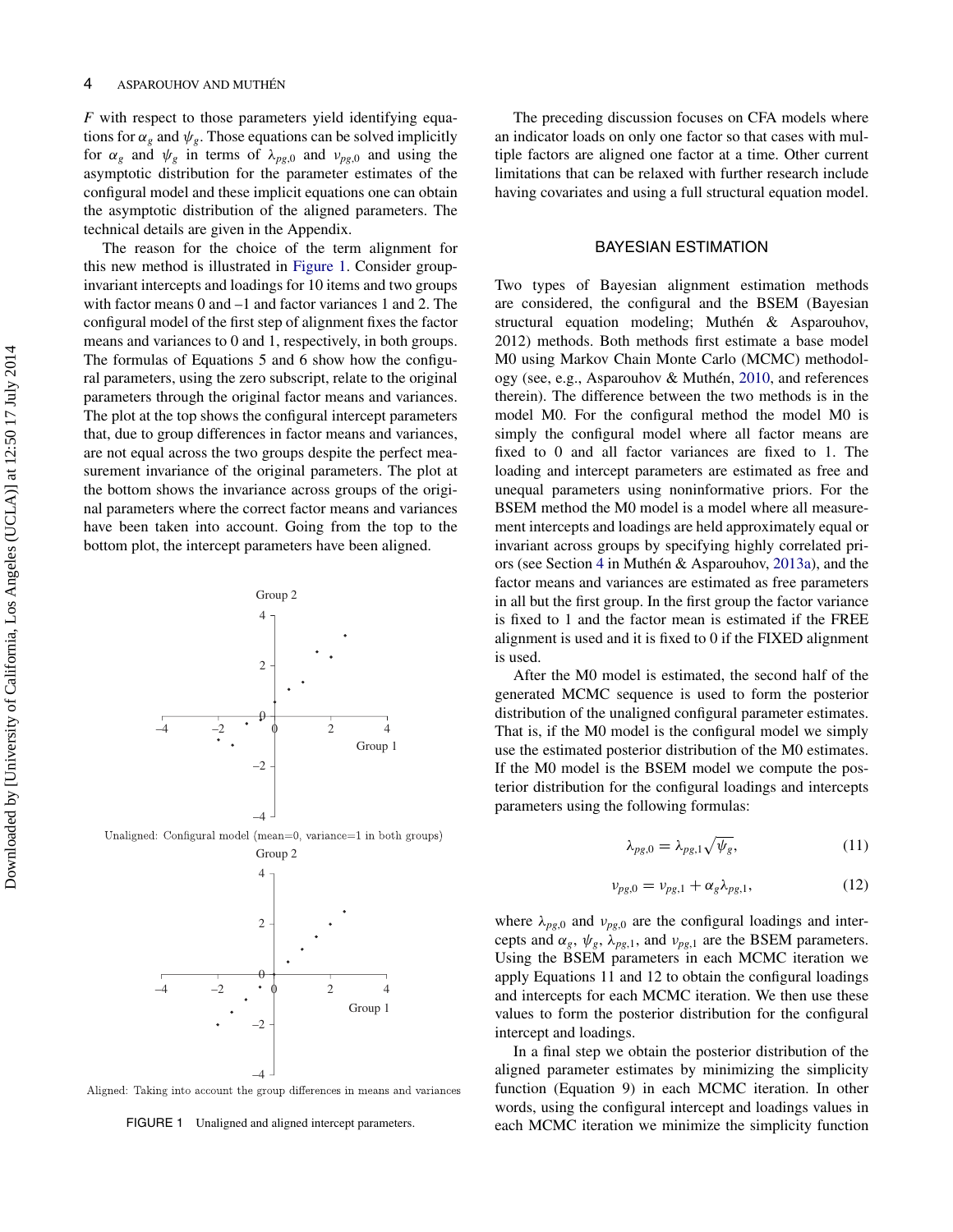$F$ with respect to those parameters yield identifying equations for $\alpha_g$ and $\psi_g$. Those equations can be solved implicitly for $\alpha_g$ and $\psi_g$ in terms of $\lambda_{pg,0}$ and $\nu_{pg,0}$ and using the asymptotic distribution for the parameter estimates of the configural model and these implicit equations one can obtain the asymptotic distribution of the aligned parameters. The technical details are given in the Appendix.

The reason for the choice of the term alignment for this new method is illustrated in Figure 1. Consider group-invariant intercepts and loadings for 10 items and two groups with factor means 0 and –1 and factor variances 1 and 2. The configural model of the first step of alignment fixes the factor means and variances to 0 and 1, respectively, in both groups. The formulas of Equations 5 and 6 show how the configural parameters, using the zero subscript, relate to the original parameters through the original factor means and variances. The plot at the top shows the configural intercept parameters that, due to group differences in factor means and variances, are not equal across the two groups despite the perfect measurement invariance of the original parameters. The plot at the bottom shows the invariance across groups of the original parameters where the correct factor means and variances have been taken into account. Going from the top to the bottom plot, the intercept parameters have been aligned.

Unaligned: Configural model (mean=0, variance=1 in both groups)

Aligned: Taking into account the group differences in means and variances

FIGURE 1 Unaligned and aligned intercept parameters.

The preceding discussion focuses on CFA models where an indicator loads on only one factor so that cases with multiple factors are aligned one factor at a time. Other current limitations that can be relaxed with further research include having covariates and using a full structural equation model.

## BAYESIAN ESTIMATION

Two types of Bayesian alignment estimation methods are considered, the configural and the BSEM (Bayesian structural equation modeling; Muthén & Asparouhov, 2012) methods. Both methods first estimate a base model M0 using Markov Chain Monte Carlo (MCMC) methodology (see, e.g., Asparouhov & Muthén, 2010, and references therein). The difference between the two methods is in the model M0. For the configural method the model M0 is simply the configural model where all factor means are fixed to 0 and all factor variances are fixed to 1. The loading and intercept parameters are estimated as free and unequal parameters using noninformative priors. For the BSEM method the M0 model is a model where all measurement intercepts and loadings are held approximately equal or invariant across groups by specifying highly correlated priors (see Section 4 in Muthén & Asparouhov, 2013a), and the factor means and variances are estimated as free parameters in all but the first group. In the first group the factor variance is fixed to 1 and the factor mean is estimated if the FREE alignment is used and it is fixed to 0 if the FIXED alignment is used.

After the M0 model is estimated, the second half of the generated MCMC sequence is used to form the posterior distribution of the unaligned configural parameter estimates. That is, if the M0 model is the configural model we simply use the estimated posterior distribution of the M0 estimates. If the M0 model is the BSEM model we compute the posterior distribution for the configural loadings and intercepts parameters using the following formulas:

$$\lambda_{pg,0} = \lambda_{pg,1}\sqrt{\psi_g}, \tag{11}$$

$$\nu_{pg,0} = \nu_{pg,1} + \alpha_g \lambda_{pg,1}, \tag{12}$$

where $\lambda_{pg,0}$ and $\nu_{pg,0}$ are the configural loadings and intercepts and $\alpha_g$, $\psi_g$, $\lambda_{pg,1}$, and $\nu_{pg,1}$ are the BSEM parameters. Using the BSEM parameters in each MCMC iteration we apply Equations 11 and 12 to obtain the configural loadings and intercepts for each MCMC iteration. We then use these values to form the posterior distribution for the configural intercept and loadings.

In a final step we obtain the posterior distribution of the aligned parameter estimates by minimizing the simplicity function (Equation 9) in each MCMC iteration. In other words, using the configural intercept and loadings values in each MCMC iteration we minimize the simplicity function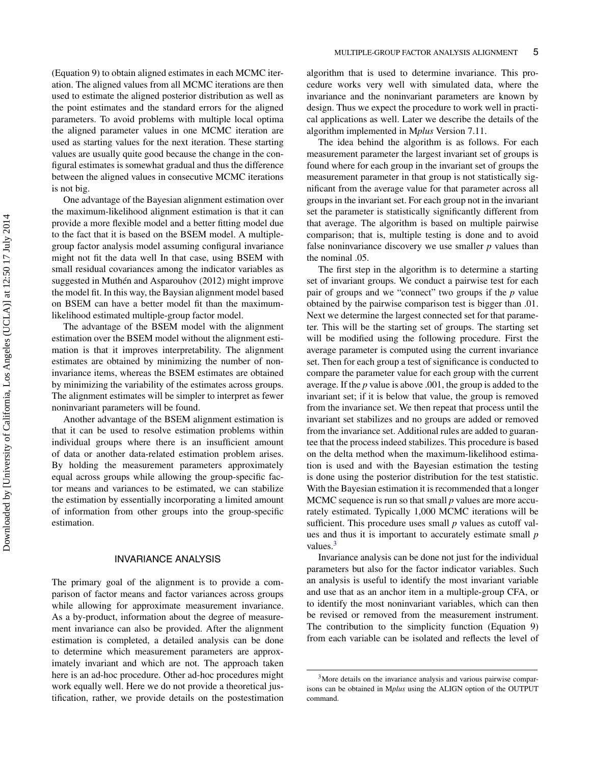(Equation 9) to obtain aligned estimates in each MCMC iteration. The aligned values from all MCMC iterations are then used to estimate the aligned posterior distribution as well as the point estimates and the standard errors for the aligned parameters. To avoid problems with multiple local optima the aligned parameter values in one MCMC iteration are used as starting values for the next iteration. These starting values are usually quite good because the change in the configural estimates is somewhat gradual and thus the difference between the aligned values in consecutive MCMC iterations is not big.

One advantage of the Bayesian alignment estimation over the maximum-likelihood alignment estimation is that it can provide a more flexible model and a better fitting model due to the fact that it is based on the BSEM model. A multiple-group factor analysis model assuming configural invariance might not fit the data well In that case, using BSEM with small residual covariances among the indicator variables as suggested in Muthén and Asparouhov (2012) might improve the model fit. In this way, the Baysian alignment model based on BSEM can have a better model fit than the maximum-likelihood estimated multiple-group factor model.

The advantage of the BSEM model with the alignment estimation over the BSEM model without the alignment estimation is that it improves interpretability. The alignment estimates are obtained by minimizing the number of noninvariance items, whereas the BSEM estimates are obtained by minimizing the variability of the estimates across groups. The alignment estimates will be simpler to interpret as fewer noninvariant parameters will be found.

Another advantage of the BSEM alignment estimation is that it can be used to resolve estimation problems within individual groups where there is an insufficient amount of data or another data-related estimation problem arises. By holding the measurement parameters approximately equal across groups while allowing the group-specific factor means and variances to be estimated, we can stabilize the estimation by essentially incorporating a limited amount of information from other groups into the group-specific estimation.

## INVARIANCE ANALYSIS

The primary goal of the alignment is to provide a comparison of factor means and factor variances across groups while allowing for approximate measurement invariance. As a by-product, information about the degree of measurement invariance can also be provided. After the alignment estimation is completed, a detailed analysis can be done to determine which measurement parameters are approximately invariant and which are not. The approach taken here is an ad-hoc procedure. Other ad-hoc procedures might work equally well. Here we do not provide a theoretical justification, rather, we provide details on the postestimation algorithm that is used to determine invariance. This procedure works very well with simulated data, where the invariance and the noninvariant parameters are known by design. Thus we expect the procedure to work well in practical applications as well. Later we describe the details of the algorithm implemented in M*plus* Version 7.11.

The idea behind the algorithm is as follows. For each measurement parameter the largest invariant set of groups is found where for each group in the invariant set of groups the measurement parameter in that group is not statistically significant from the average value for that parameter across all groups in the invariant set. For each group not in the invariant set the parameter is statistically significantly different from that average. The algorithm is based on multiple pairwise comparison; that is, multiple testing is done and to avoid false noninvariance discovery we use smaller $p$ values than the nominal .05.

The first step in the algorithm is to determine a starting set of invariant groups. We conduct a pairwise test for each pair of groups and we "connect" two groups if the $p$ value obtained by the pairwise comparison test is bigger than .01. Next we determine the largest connected set for that parameter. This will be the starting set of groups. The starting set will be modified using the following procedure. First the average parameter is computed using the current invariance set. Then for each group a test of significance is conducted to compare the parameter value for each group with the current average. If the $p$ value is above .001, the group is added to the invariant set; if it is below that value, the group is removed from the invariance set. We then repeat that process until the invariant set stabilizes and no groups are added or removed from the invariance set. Additional rules are added to guarantee that the process indeed stabilizes. This procedure is based on the delta method when the maximum-likelihood estimation is used and with the Bayesian estimation the testing is done using the posterior distribution for the test statistic. With the Bayesian estimation it is recommended that a longer MCMC sequence is run so that small $p$ values are more accurately estimated. Typically 1,000 MCMC iterations will be sufficient. This procedure uses small $p$ values as cutoff values and thus it is important to accurately estimate small $p$ values.[3]

Invariance analysis can be done not just for the individual parameters but also for the factor indicator variables. Such an analysis is useful to identify the most invariant variable and use that as an anchor item in a multiple-group CFA, or to identify the most noninvariant variables, which can then be revised or removed from the measurement instrument. The contribution to the simplicity function (Equation 9) from each variable can be isolated and reflects the level of

[3]More details on the invariance analysis and various pairwise comparisons can be obtained in M*plus* using the ALIGN option of the OUTPUT command.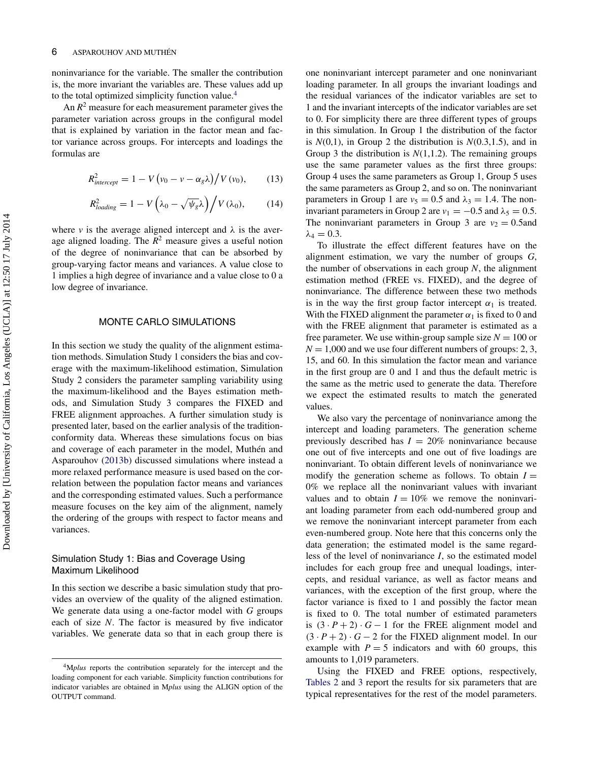noninvariance for the variable. The smaller the contribution is, the more invariant the variables are. These values add up to the total optimized simplicity function value.[4]

An $R^2$ measure for each measurement parameter gives the parameter variation across groups in the configural model that is explained by variation in the factor mean and factor variance across groups. For intercepts and loadings the formulas are

$$R^2_{intercept} = 1 - V\left(\nu_0 - \nu - \alpha_g \lambda\right) \Big/ V\left(\nu_0\right), \tag{13}$$

$$R^2_{loading} = 1 - V\left(\lambda_0 - \sqrt{\psi_g}\lambda\right) \Big/ V\left(\lambda_0\right), \tag{14}$$

where $\nu$ is the average aligned intercept and $\lambda$ is the average aligned loading. The $R^2$ measure gives a useful notion of the degree of noninvariance that can be absorbed by group-varying factor means and variances. A value close to 1 implies a high degree of invariance and a value close to 0 a low degree of invariance.

## MONTE CARLO SIMULATIONS

In this section we study the quality of the alignment estimation methods. Simulation Study 1 considers the bias and coverage with the maximum-likelihood estimation, Simulation Study 2 considers the parameter sampling variability using the maximum-likelihood and the Bayes estimation methods, and Simulation Study 3 compares the FIXED and FREE alignment approaches. A further simulation study is presented later, based on the earlier analysis of the tradition-conformity data. Whereas these simulations focus on bias and coverage of each parameter in the model, Muthén and Asparouhov (2013b) discussed simulations where instead a more relaxed performance measure is used based on the correlation between the population factor means and variances and the corresponding estimated values. Such a performance measure focuses on the key aim of the alignment, namely the ordering of the groups with respect to factor means and variances.

### Simulation Study 1: Bias and Coverage Using Maximum Likelihood

In this section we describe a basic simulation study that provides an overview of the quality of the aligned estimation. We generate data using a one-factor model with $G$ groups each of size $N$. The factor is measured by five indicator variables. We generate data so that in each group there is one noninvariant intercept parameter and one noninvariant loading parameter. In all groups the invariant loadings and the residual variances of the indicator variables are set to 1 and the invariant intercepts of the indicator variables are set to 0. For simplicity there are three different types of groups in this simulation. In Group 1 the distribution of the factor is $N(0,1)$, in Group 2 the distribution is $N(0.3,1.5)$, and in Group 3 the distribution is $N(1,1.2)$. The remaining groups use the same parameter values as the first three groups: Group 4 uses the same parameters as Group 1, Group 5 uses the same parameters as Group 2, and so on. The noninvariant parameters in Group 1 are $\nu_5 = 0.5$ and $\lambda_3 = 1.4$. The noninvariant parameters in Group 2 are $\nu_1 = -0.5$ and $\lambda_5 = 0.5$. The noninvariant parameters in Group 3 are $\nu_2 = 0.5$and $\lambda_4 = 0.3$.

To illustrate the effect different features have on the alignment estimation, we vary the number of groups $G$, the number of observations in each group $N$, the alignment estimation method (FREE vs. FIXED), and the degree of noninvariance. The difference between these two methods is in the way the first group factor intercept $\alpha_1$ is treated. With the FIXED alignment the parameter $\alpha_1$ is fixed to 0 and with the FREE alignment that parameter is estimated as a free parameter. We use within-group sample size $N = 100$ or $N = 1{,}000$ and we use four different numbers of groups: 2, 3, 15, and 60. In this simulation the factor mean and variance in the first group are 0 and 1 and thus the default metric is the same as the metric used to generate the data. Therefore we expect the estimated results to match the generated values.

We also vary the percentage of noninvariance among the intercept and loading parameters. The generation scheme previously described has $I = 20\%$ noninvariance because one out of five intercepts and one out of five loadings are noninvariant. To obtain different levels of noninvariance we modify the generation scheme as follows. To obtain $I = 0\%$ we replace all the noninvariant values with invariant values and to obtain $I = 10\%$ we remove the noninvariant loading parameter from each odd-numbered group and we remove the noninvariant intercept parameter from each even-numbered group. Note here that this concerns only the data generation; the estimated model is the same regardless of the level of noninvariance $I$, so the estimated model includes for each group free and unequal loadings, intercepts, and residual variance, as well as factor means and variances, with the exception of the first group, where the factor variance is fixed to 1 and possibly the factor mean is fixed to 0. The total number of estimated parameters is $(3 \cdot P + 2) \cdot G - 1$ for the FREE alignment model and $(3 \cdot P + 2) \cdot G - 2$ for the FIXED alignment model. In our example with $P = 5$ indicators and with 60 groups, this amounts to 1,019 parameters.

Using the FIXED and FREE options, respectively, Tables 2 and 3 report the results for six parameters that are typical representatives for the rest of the model parameters.

[4]M*plus* reports the contribution separately for the intercept and the loading component for each variable. Simplicity function contributions for indicator variables are obtained in M*plus* using the ALIGN option of the OUTPUT command.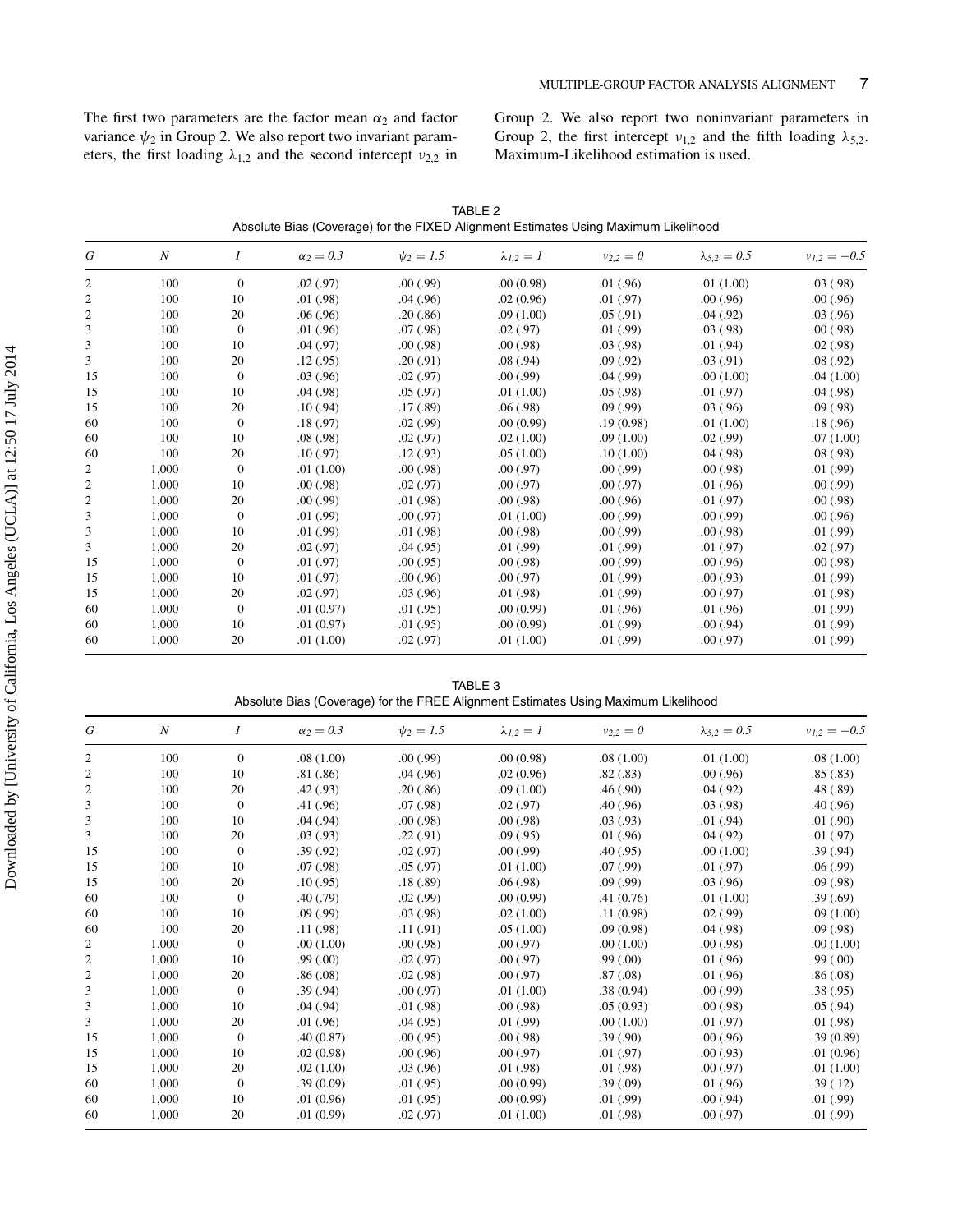The first two parameters are the factor mean $\alpha_2$ and factor variance $\psi_2$ in Group 2. We also report two invariant parameters, the first loading $\lambda_{1,2}$ and the second intercept $\nu_{2,2}$ in Group 2. We also report two noninvariant parameters in Group 2, the first intercept $\nu_{1,2}$ and the fifth loading $\lambda_{5,2}$. Maximum-Likelihood estimation is used.

TABLE 2
Absolute Bias (Coverage) for the FIXED Alignment Estimates Using Maximum Likelihood

| $G$ | $N$ | $I$ | $\alpha_2 = 0.3$ | $\psi_2 = 1.5$ | $\lambda_{1,2} = 1$ | $\nu_{2,2} = 0$ | $\lambda_{5,2} = 0.5$ | $\nu_{1,2} = -0.5$ |
|---|---|---|---|---|---|---|---|---|
| 2 | 100 | 0 | .02 (.97) | .00 (.99) | .00 (0.98) | .01 (.96) | .01 (1.00) | .03 (.98) |
| 2 | 100 | 10 | .01 (.98) | .04 (.96) | .02 (0.96) | .01 (.97) | .00 (.96) | .00 (.96) |
| 2 | 100 | 20 | .06 (.96) | .20 (.86) | .09 (1.00) | .05 (.91) | .04 (.92) | .03 (.96) |
| 3 | 100 | 0 | .01 (.96) | .07 (.98) | .02 (.97) | .01 (.99) | .03 (.98) | .00 (.98) |
| 3 | 100 | 10 | .04 (.97) | .00 (.98) | .00 (.98) | .03 (.98) | .01 (.94) | .02 (.98) |
| 3 | 100 | 20 | .12 (.95) | .20 (.91) | .08 (.94) | .09 (.92) | .03 (.91) | .08 (.92) |
| 15 | 100 | 0 | .03 (.96) | .02 (.97) | .00 (.99) | .04 (.99) | .00 (1.00) | .04 (1.00) |
| 15 | 100 | 10 | .04 (.98) | .05 (.97) | .01 (1.00) | .05 (.98) | .01 (.97) | .04 (.98) |
| 15 | 100 | 20 | .10 (.94) | .17 (.89) | .06 (.98) | .09 (.99) | .03 (.96) | .09 (.98) |
| 60 | 100 | 0 | .18 (.97) | .02 (.99) | .00 (0.99) | .19 (0.98) | .01 (1.00) | .18 (.96) |
| 60 | 100 | 10 | .08 (.98) | .02 (.97) | .02 (1.00) | .09 (1.00) | .02 (.99) | .07 (1.00) |
| 60 | 100 | 20 | .10 (.97) | .12 (.93) | .05 (1.00) | .10 (1.00) | .04 (.98) | .08 (.98) |
| 2 | 1,000 | 0 | .01 (1.00) | .00 (.98) | .00 (.97) | .00 (.99) | .00 (.98) | .01 (.99) |
| 2 | 1,000 | 10 | .00 (.98) | .02 (.97) | .00 (.97) | .00 (.97) | .01 (.96) | .00 (.99) |
| 2 | 1,000 | 20 | .00 (.99) | .01 (.98) | .00 (.98) | .00 (.96) | .01 (.97) | .00 (.98) |
| 3 | 1,000 | 0 | .01 (.99) | .00 (.97) | .01 (1.00) | .00 (.99) | .00 (.99) | .00 (.96) |
| 3 | 1,000 | 10 | .01 (.99) | .01 (.98) | .00 (.98) | .00 (.99) | .00 (.98) | .01 (.99) |
| 3 | 1,000 | 20 | .02 (.97) | .04 (.95) | .01 (.99) | .01 (.99) | .01 (.97) | .02 (.97) |
| 15 | 1,000 | 0 | .01 (.97) | .00 (.95) | .00 (.98) | .00 (.99) | .00 (.96) | .00 (.98) |
| 15 | 1,000 | 10 | .01 (.97) | .00 (.96) | .00 (.97) | .01 (.99) | .00 (.93) | .01 (.99) |
| 15 | 1,000 | 20 | .02 (.97) | .03 (.96) | .01 (.98) | .01 (.99) | .00 (.97) | .01 (.98) |
| 60 | 1,000 | 0 | .01 (0.97) | .01 (.95) | .00 (0.99) | .01 (.96) | .01 (.96) | .01 (.99) |
| 60 | 1,000 | 10 | .01 (0.97) | .01 (.95) | .00 (0.99) | .01 (.99) | .00 (.94) | .01 (.99) |
| 60 | 1,000 | 20 | .01 (1.00) | .02 (.97) | .01 (1.00) | .01 (.99) | .00 (.97) | .01 (.99) |

TABLE 3
Absolute Bias (Coverage) for the FREE Alignment Estimates Using Maximum Likelihood

| $G$ | $N$ | $I$ | $\alpha_2 = 0.3$ | $\psi_2 = 1.5$ | $\lambda_{1,2} = 1$ | $\nu_{2,2} = 0$ | $\lambda_{5,2} = 0.5$ | $\nu_{1,2} = -0.5$ |
|---|---|---|---|---|---|---|---|---|
| 2 | 100 | 0 | .08 (1.00) | .00 (.99) | .00 (0.98) | .08 (1.00) | .01 (1.00) | .08 (1.00) |
| 2 | 100 | 10 | .81 (.86) | .04 (.96) | .02 (0.96) | .82 (.83) | .00 (.96) | .85 (.83) |
| 2 | 100 | 20 | .42 (.93) | .20 (.86) | .09 (1.00) | .46 (.90) | .04 (.92) | .48 (.89) |
| 3 | 100 | 0 | .41 (.96) | .07 (.98) | .02 (.97) | .40 (.96) | .03 (.98) | .40 (.96) |
| 3 | 100 | 10 | .04 (.94) | .00 (.98) | .00 (.98) | .03 (.93) | .01 (.94) | .01 (.90) |
| 3 | 100 | 20 | .03 (.93) | .22 (.91) | .09 (.95) | .01 (.96) | .04 (.92) | .01 (.97) |
| 15 | 100 | 0 | .39 (.92) | .02 (.97) | .00 (.99) | .40 (.95) | .00 (1.00) | .39 (.94) |
| 15 | 100 | 10 | .07 (.98) | .05 (.97) | .01 (1.00) | .07 (.99) | .01 (.97) | .06 (.99) |
| 15 | 100 | 20 | .10 (.95) | .18 (.89) | .06 (.98) | .09 (.99) | .03 (.96) | .09 (.98) |
| 60 | 100 | 0 | .40 (.79) | .02 (.99) | .00 (0.99) | .41 (0.76) | .01 (1.00) | .39 (.69) |
| 60 | 100 | 10 | .09 (.99) | .03 (.98) | .02 (1.00) | .11 (0.98) | .02 (.99) | .09 (1.00) |
| 60 | 100 | 20 | .11 (.98) | .11 (.91) | .05 (1.00) | .09 (0.98) | .04 (.98) | .09 (.98) |
| 2 | 1,000 | 0 | .00 (1.00) | .00 (.98) | .00 (.97) | .00 (1.00) | .00 (.98) | .00 (1.00) |
| 2 | 1,000 | 10 | .99 (.00) | .02 (.97) | .00 (.97) | .99 (.00) | .01 (.96) | .99 (.00) |
| 2 | 1,000 | 20 | .86 (.08) | .02 (.98) | .00 (.97) | .87 (.08) | .01 (.96) | .86 (.08) |
| 3 | 1,000 | 0 | .39 (.94) | .00 (.97) | .01 (1.00) | .38 (0.94) | .00 (.99) | .38 (.95) |
| 3 | 1,000 | 10 | .04 (.94) | .01 (.98) | .00 (.98) | .05 (0.93) | .00 (.98) | .05 (.94) |
| 3 | 1,000 | 20 | .01 (.96) | .04 (.95) | .01 (.99) | .00 (1.00) | .01 (.97) | .01 (.98) |
| 15 | 1,000 | 0 | .40 (0.87) | .00 (.95) | .00 (.98) | .39 (.90) | .00 (.96) | .39 (0.89) |
| 15 | 1,000 | 10 | .02 (0.98) | .00 (.96) | .00 (.97) | .01 (.97) | .00 (.93) | .01 (0.96) |
| 15 | 1,000 | 20 | .02 (1.00) | .03 (.96) | .01 (.98) | .01 (.98) | .00 (.97) | .01 (1.00) |
| 60 | 1,000 | 0 | .39 (0.09) | .01 (.95) | .00 (0.99) | .39 (.09) | .01 (.96) | .39 (.12) |
| 60 | 1,000 | 10 | .01 (0.96) | .01 (.95) | .00 (0.99) | .01 (.99) | .00 (.94) | .01 (.99) |
| 60 | 1,000 | 20 | .01 (0.99) | .02 (.97) | .01 (1.00) | .01 (.98) | .00 (.97) | .01 (.99) |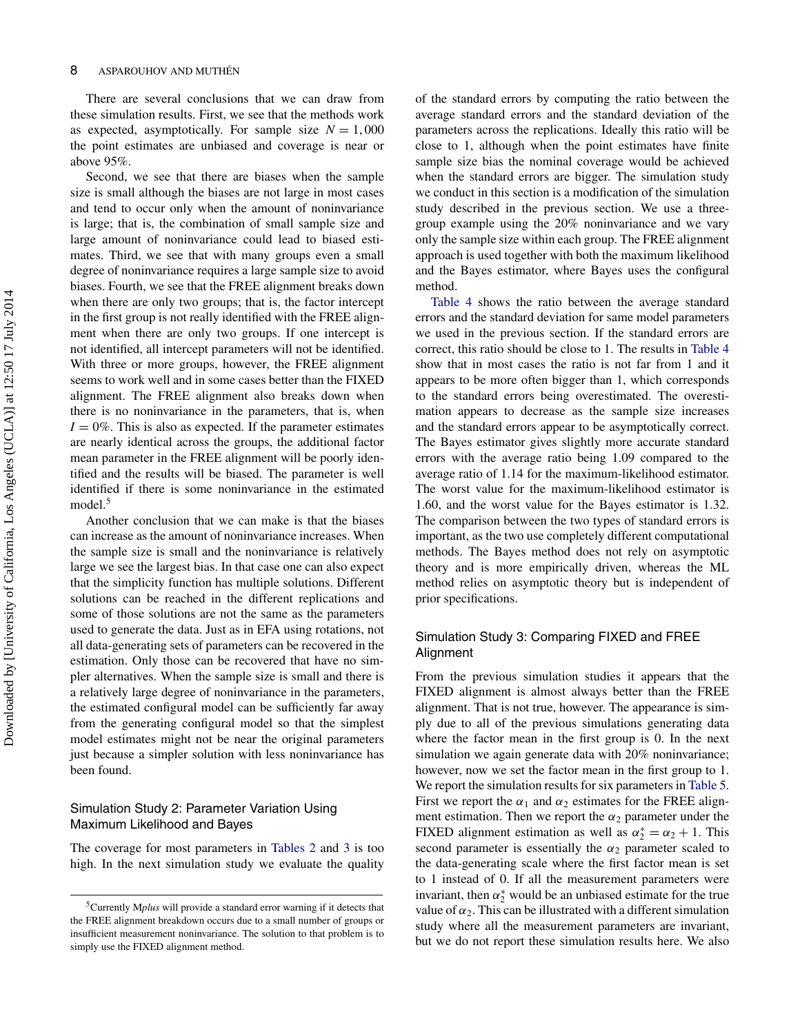There are several conclusions that we can draw from these simulation results. First, we see that the methods work as expected, asymptotically. For sample size $N = 1,000$ the point estimates are unbiased and coverage is near or above 95%.

Second, we see that there are biases when the sample size is small although the biases are not large in most cases and tend to occur only when the amount of noninvariance is large; that is, the combination of small sample size and large amount of noninvariance could lead to biased estimates. Third, we see that with many groups even a small degree of noninvariance requires a large sample size to avoid biases. Fourth, we see that the FREE alignment breaks down when there are only two groups; that is, the factor intercept in the first group is not really identified with the FREE alignment when there are only two groups. If one intercept is not identified, all intercept parameters will not be identified. With three or more groups, however, the FREE alignment seems to work well and in some cases better than the FIXED alignment. The FREE alignment also breaks down when there is no noninvariance in the parameters, that is, when $I = 0\%$. This is also as expected. If the parameter estimates are nearly identical across the groups, the additional factor mean parameter in the FREE alignment will be poorly identified and the results will be biased. The parameter is well identified if there is some noninvariance in the estimated model.[5]

Another conclusion that we can make is that the biases can increase as the amount of noninvariance increases. When the sample size is small and the noninvariance is relatively large we see the largest bias. In that case one can also expect that the simplicity function has multiple solutions. Different solutions can be reached in the different replications and some of those solutions are not the same as the parameters used to generate the data. Just as in EFA using rotations, not all data-generating sets of parameters can be recovered in the estimation. Only those can be recovered that have no simpler alternatives. When the sample size is small and there is a relatively large degree of noninvariance in the parameters, the estimated configural model can be sufficiently far away from the generating configural model so that the simplest model estimates might not be near the original parameters just because a simpler solution with less noninvariance has been found.

### Simulation Study 2: Parameter Variation Using Maximum Likelihood and Bayes

The coverage for most parameters in Tables 2 and 3 is too high. In the next simulation study we evaluate the quality of the standard errors by computing the ratio between the average standard errors and the standard deviation of the parameters across the replications. Ideally this ratio will be close to 1, although when the point estimates have finite sample size bias the nominal coverage would be achieved when the standard errors are bigger. The simulation study we conduct in this section is a modification of the simulation study described in the previous section. We use a three-group example using the 20% noninvariance and we vary only the sample size within each group. The FREE alignment approach is used together with both the maximum likelihood and the Bayes estimator, where Bayes uses the configural method.

Table 4 shows the ratio between the average standard errors and the standard deviation for same model parameters we used in the previous section. If the standard errors are correct, this ratio should be close to 1. The results in Table 4 show that in most cases the ratio is not far from 1 and it appears to be more often bigger than 1, which corresponds to the standard errors being overestimated. The overestimation appears to decrease as the sample size increases and the standard errors appear to be asymptotically correct. The Bayes estimator gives slightly more accurate standard errors with the average ratio being 1.09 compared to the average ratio of 1.14 for the maximum-likelihood estimator. The worst value for the maximum-likelihood estimator is 1.60, and the worst value for the Bayes estimator is 1.32. The comparison between the two types of standard errors is important, as the two use completely different computational methods. The Bayes method does not rely on asymptotic theory and is more empirically driven, whereas the ML method relies on asymptotic theory but is independent of prior specifications.

### Simulation Study 3: Comparing FIXED and FREE Alignment

From the previous simulation studies it appears that the FIXED alignment is almost always better than the FREE alignment. That is not true, however. The appearance is simply due to all of the previous simulations generating data where the factor mean in the first group is 0. In the next simulation we again generate data with 20% noninvariance; however, now we set the factor mean in the first group to 1. We report the simulation results for six parameters in Table 5. First we report the $\alpha_1$ and $\alpha_2$ estimates for the FREE alignment estimation. Then we report the $\alpha_2$ parameter under the FIXED alignment estimation as well as $\alpha_2^* = \alpha_2 + 1$. This second parameter is essentially the $\alpha_2$ parameter scaled to the data-generating scale where the first factor mean is set to 1 instead of 0. If all the measurement parameters were invariant, then $\alpha_2^*$ would be an unbiased estimate for the true value of $\alpha_2$. This can be illustrated with a different simulation study where all the measurement parameters are invariant, but we do not report these simulation results here. We also

[5]Currently M*plus* will provide a standard error warning if it detects that the FREE alignment breakdown occurs due to a small number of groups or insufficient measurement noninvariance. The solution to that problem is to simply use the FIXED alignment method.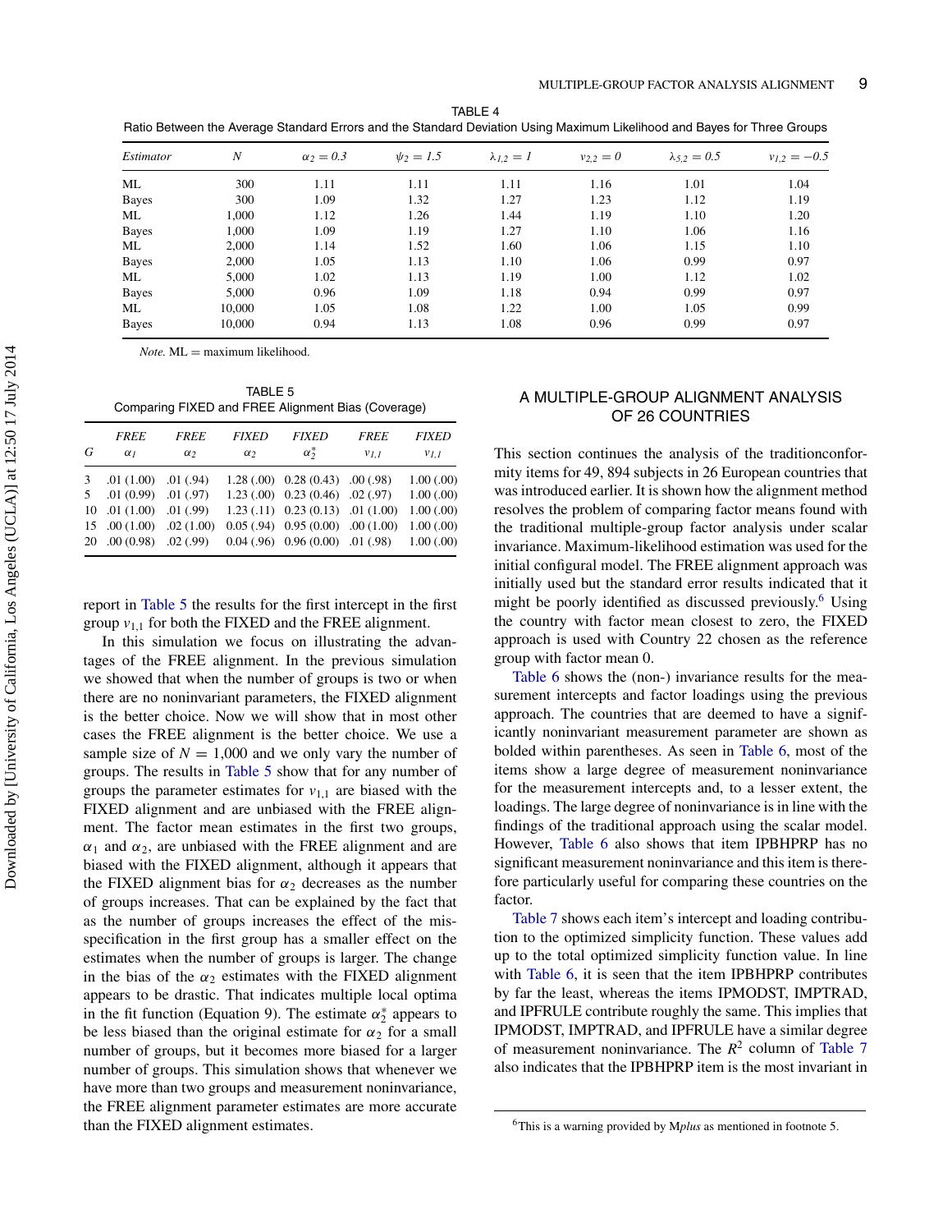TABLE 4
Ratio Between the Average Standard Errors and the Standard Deviation Using Maximum Likelihood and Bayes for Three Groups

| *Estimator* | *N* | $\alpha_2 = 0.3$ | $\psi_2 = 1.5$ | $\lambda_{1,2} = 1$ | $\nu_{2,2} = 0$ | $\lambda_{5,2} = 0.5$ | $\nu_{1,2} = -0.5$ |
|---|---|---|---|---|---|---|---|
| ML | 300 | 1.11 | 1.11 | 1.11 | 1.16 | 1.01 | 1.04 |
| Bayes | 300 | 1.09 | 1.32 | 1.27 | 1.23 | 1.12 | 1.19 |
| ML | 1,000 | 1.12 | 1.26 | 1.44 | 1.19 | 1.10 | 1.20 |
| Bayes | 1,000 | 1.09 | 1.19 | 1.27 | 1.10 | 1.06 | 1.16 |
| ML | 2,000 | 1.14 | 1.52 | 1.60 | 1.06 | 1.15 | 1.10 |
| Bayes | 2,000 | 1.05 | 1.13 | 1.10 | 1.06 | 0.99 | 0.97 |
| ML | 5,000 | 1.02 | 1.13 | 1.19 | 1.00 | 1.12 | 1.02 |
| Bayes | 5,000 | 0.96 | 1.09 | 1.18 | 0.94 | 0.99 | 0.97 |
| ML | 10,000 | 1.05 | 1.08 | 1.22 | 1.00 | 1.05 | 0.99 |
| Bayes | 10,000 | 0.94 | 1.13 | 1.08 | 0.96 | 0.99 | 0.97 |

*Note.* ML = maximum likelihood.

TABLE 5
Comparing FIXED and FREE Alignment Bias (Coverage)

| *G* | *FREE* $\alpha_1$ | *FREE* $\alpha_2$ | *FIXED* $\alpha_2$ | *FIXED* $\alpha_2^*$ | *FREE* $\nu_{1,1}$ | *FIXED* $\nu_{1,1}$ |
|---|---|---|---|---|---|---|
| 3 | .01 (1.00) | .01 (.94) | 1.28 (.00) | 0.28 (0.43) | .00 (.98) | 1.00 (.00) |
| 5 | .01 (0.99) | .01 (.97) | 1.23 (.00) | 0.23 (0.46) | .02 (.97) | 1.00 (.00) |
| 10 | .01 (1.00) | .01 (.99) | 1.23 (.11) | 0.23 (0.13) | .01 (1.00) | 1.00 (.00) |
| 15 | .00 (1.00) | .02 (1.00) | 0.05 (.94) | 0.95 (0.00) | .00 (1.00) | 1.00 (.00) |
| 20 | .00 (0.98) | .02 (.99) | 0.04 (.96) | 0.96 (0.00) | .01 (.98) | 1.00 (.00) |

report in Table 5 the results for the first intercept in the first group $\nu_{1,1}$ for both the FIXED and the FREE alignment.

In this simulation we focus on illustrating the advantages of the FREE alignment. In the previous simulation we showed that when the number of groups is two or when there are no noninvariant parameters, the FIXED alignment is the better choice. Now we will show that in most other cases the FREE alignment is the better choice. We use a sample size of $N = 1{,}000$ and we only vary the number of groups. The results in Table 5 show that for any number of groups the parameter estimates for $\nu_{1,1}$ are biased with the FIXED alignment and are unbiased with the FREE alignment. The factor mean estimates in the first two groups, $\alpha_1$ and $\alpha_2$, are unbiased with the FREE alignment and are biased with the FIXED alignment, although it appears that the FIXED alignment bias for $\alpha_2$ decreases as the number of groups increases. That can be explained by the fact that as the number of groups increases the effect of the misspecification in the first group has a smaller effect on the estimates when the number of groups is larger. The change in the bias of the $\alpha_2$ estimates with the FIXED alignment appears to be drastic. That indicates multiple local optima in the fit function (Equation 9). The estimate $\alpha_2^*$ appears to be less biased than the original estimate for $\alpha_2$ for a small number of groups, but it becomes more biased for a larger number of groups. This simulation shows that whenever we have more than two groups and measurement noninvariance, the FREE alignment parameter estimates are more accurate than the FIXED alignment estimates.

## A MULTIPLE-GROUP ALIGNMENT ANALYSIS OF 26 COUNTRIES

This section continues the analysis of the traditionconformity items for 49, 894 subjects in 26 European countries that was introduced earlier. It is shown how the alignment method resolves the problem of comparing factor means found with the traditional multiple-group factor analysis under scalar invariance. Maximum-likelihood estimation was used for the initial configural model. The FREE alignment approach was initially used but the standard error results indicated that it might be poorly identified as discussed previously.[6] Using the country with factor mean closest to zero, the FIXED approach is used with Country 22 chosen as the reference group with factor mean 0.

Table 6 shows the (non-) invariance results for the measurement intercepts and factor loadings using the previous approach. The countries that are deemed to have a significantly noninvariant measurement parameter are shown as bolded within parentheses. As seen in Table 6, most of the items show a large degree of measurement noninvariance for the measurement intercepts and, to a lesser extent, the loadings. The large degree of noninvariance is in line with the findings of the traditional approach using the scalar model. However, Table 6 also shows that item IPBHPRP has no significant measurement noninvariance and this item is therefore particularly useful for comparing these countries on the factor.

Table 7 shows each item's intercept and loading contribution to the optimized simplicity function. These values add up to the total optimized simplicity function value. In line with Table 6, it is seen that the item IPBHPRP contributes by far the least, whereas the items IPMODST, IMPTRAD, and IPFRULE contribute roughly the same. This implies that IPMODST, IMPTRAD, and IPFRULE have a similar degree of measurement noninvariance. The $R^2$ column of Table 7 also indicates that the IPBHPRP item is the most invariant in

[6]This is a warning provided by M*plus* as mentioned in footnote 5.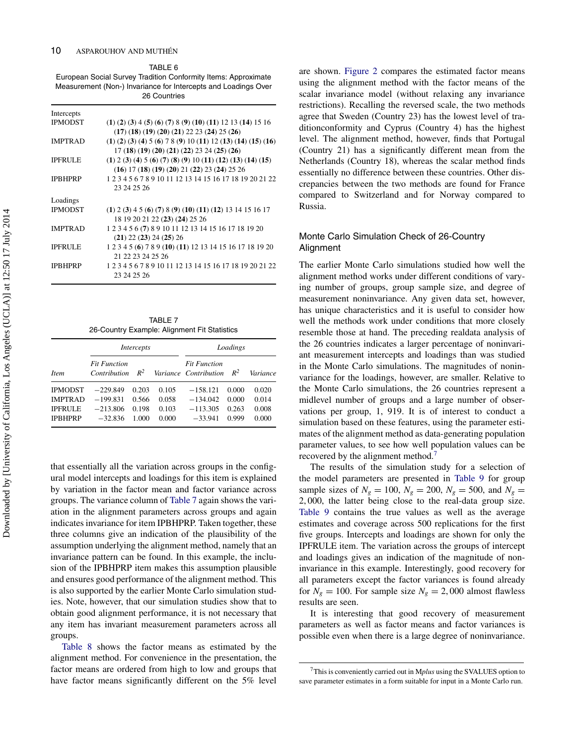TABLE 6
European Social Survey Tradition Conformity Items: Approximate Measurement (Non-) Invariance for Intercepts and Loadings Over 26 Countries

| | |
|---|---|
| Intercepts | |
| IPMODST | **(1)** **(2)** **(3)** 4 **(5)** **(6)** **(7)** 8 **(9)** **(10)** **(11)** 12 13 **(14)** 15 16 **(17)** **(18)** **(19)** **(20)** **(21)** 22 23 **(24)** 25 **(26)** |
| IMPTRAD | **(1)** **(2)** **(3)** **(4)** 5 **(6)** 7 8 **(9)** 10 **(11)** 12 **(13)** **(14)** **(15)** **(16)** 17 **(18)** **(19)** **(20)** **(21)** **(22)** 23 24 **(25)** **(26)** |
| IPFRULE | **(1)** 2 **(3)** **(4)** 5 **(6)** **(7)** **(8)** **(9)** 10 **(11)** **(12)** **(13)** **(14)** **(15)** **(16)** 17 **(18)** **(19)** **(20)** 21 **(22)** 23 **(24)** 25 26 |
| IPBHPRP | 1 2 3 4 5 6 7 8 9 10 11 12 13 14 15 16 17 18 19 20 21 22 23 24 25 26 |
| Loadings | |
| IPMODST | **(1)** 2 **(3)** 4 5 **(6)** **(7)** 8 **(9)** **(10)** **(11)** **(12)** 13 14 15 16 17 18 19 20 21 22 **(23)** **(24)** 25 26 |
| IMPTRAD | 1 2 3 4 5 6 **(7)** 8 9 10 11 12 13 14 15 16 17 18 19 20 **(21)** 22 **(23)** 24 **(25)** 26 |
| IPFRULE | 1 2 3 4 5 **(6)** 7 8 9 **(10)** **(11)** 12 13 14 15 16 17 18 19 20 21 22 23 24 25 26 |
| IPBHPRP | 1 2 3 4 5 6 7 8 9 10 11 12 13 14 15 16 17 18 19 20 21 22 23 24 25 26 |

TABLE 7
26-Country Example: Alignment Fit Statistics

| | *Intercepts* | | | *Loadings* | | |
|---|---|---|---|---|---|---|
| *Item* | *Fit Function Contribution* | $R^2$ | *Variance* | *Fit Function Contribution* | $R^2$ | *Variance* |
| IPMODST | −229.849 | 0.203 | 0.105 | −158.121 | 0.000 | 0.020 |
| IMPTRAD | −199.831 | 0.566 | 0.058 | −134.042 | 0.000 | 0.014 |
| IPFRULE | −213.806 | 0.198 | 0.103 | −113.305 | 0.263 | 0.008 |
| IPBHPRP | −32.836 | 1.000 | 0.000 | −33.941 | 0.999 | 0.000 |

that essentially all the variation across groups in the configural model intercepts and loadings for this item is explained by variation in the factor mean and factor variance across groups. The variance column of Table 7 again shows the variation in the alignment parameters across groups and again indicates invariance for item IPBHPRP. Taken together, these three columns give an indication of the plausibility of the assumption underlying the alignment method, namely that an invariance pattern can be found. In this example, the inclusion of the IPBHPRP item makes this assumption plausible and ensures good performance of the alignment method. This is also supported by the earlier Monte Carlo simulation studies. Note, however, that our simulation studies show that to obtain good alignment performance, it is not necessary that any item has invariant measurement parameters across all groups.

Table 8 shows the factor means as estimated by the alignment method. For convenience in the presentation, the factor means are ordered from high to low and groups that have factor means significantly different on the 5% level are shown. Figure 2 compares the estimated factor means using the alignment method with the factor means of the scalar invariance model (without relaxing any invariance restrictions). Recalling the reversed scale, the two methods agree that Sweden (Country 23) has the lowest level of traditionconformity and Cyprus (Country 4) has the highest level. The alignment method, however, finds that Portugal (Country 21) has a significantly different mean from the Netherlands (Country 18), whereas the scalar method finds essentially no difference between these countries. Other discrepancies between the two methods are found for France compared to Switzerland and for Norway compared to Russia.

## Monte Carlo Simulation Check of 26-Country Alignment

The earlier Monte Carlo simulations studied how well the alignment method works under different conditions of varying number of groups, group sample size, and degree of measurement noninvariance. Any given data set, however, has unique characteristics and it is useful to consider how well the methods work under conditions that more closely resemble those at hand. The preceding realdata analysis of the 26 countries indicates a larger percentage of noninvariant measurement intercepts and loadings than was studied in the Monte Carlo simulations. The magnitudes of noninvariance for the loadings, however, are smaller. Relative to the Monte Carlo simulations, the 26 countries represent a midlevel number of groups and a large number of observations per group, 1, 919. It is of interest to conduct a simulation based on these features, using the parameter estimates of the alignment method as data-generating population parameter values, to see how well population values can be recovered by the alignment method.[7]

The results of the simulation study for a selection of the model parameters are presented in Table 9 for group sample sizes of $N_g = 100$, $N_g = 200$, $N_g = 500$, and $N_g = 2,000$, the latter being close to the real-data group size. Table 9 contains the true values as well as the average estimates and coverage across 500 replications for the first five groups. Intercepts and loadings are shown for only the IPFRULE item. The variation across the groups of intercept and loadings gives an indication of the magnitude of noninvariance in this example. Interestingly, good recovery for all parameters except the factor variances is found already for $N_g = 100$. For sample size $N_g = 2,000$ almost flawless results are seen.

It is interesting that good recovery of measurement parameters as well as factor means and factor variances is possible even when there is a large degree of noninvariance.

[7]This is conveniently carried out in M*plus* using the SVALUES option to save parameter estimates in a form suitable for input in a Monte Carlo run.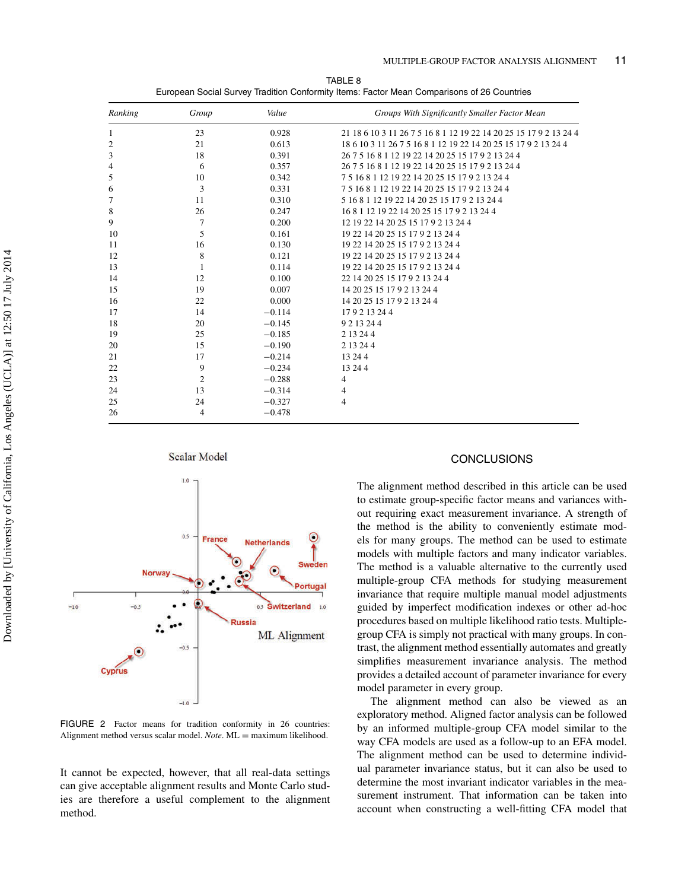TABLE 8
European Social Survey Tradition Conformity Items: Factor Mean Comparisons of 26 Countries

| *Ranking* | *Group* | *Value* | *Groups With Significantly Smaller Factor Mean* |
|---|---|---|---|
| 1 | 23 | 0.928 | 21 18 6 10 3 11 26 7 5 16 8 1 12 19 22 14 20 25 15 17 9 2 13 24 4 |
| 2 | 21 | 0.613 | 18 6 10 3 11 26 7 5 16 8 1 12 19 22 14 20 25 15 17 9 2 13 24 4 |
| 3 | 18 | 0.391 | 26 7 5 16 8 1 12 19 22 14 20 25 15 17 9 2 13 24 4 |
| 4 | 6 | 0.357 | 26 7 5 16 8 1 12 19 22 14 20 25 15 17 9 2 13 24 4 |
| 5 | 10 | 0.342 | 7 5 16 8 1 12 19 22 14 20 25 15 17 9 2 13 24 4 |
| 6 | 3 | 0.331 | 7 5 16 8 1 12 19 22 14 20 25 15 17 9 2 13 24 4 |
| 7 | 11 | 0.310 | 5 16 8 1 12 19 22 14 20 25 15 17 9 2 13 24 4 |
| 8 | 26 | 0.247 | 16 8 1 12 19 22 14 20 25 15 17 9 2 13 24 4 |
| 9 | 7 | 0.200 | 12 19 22 14 20 25 15 17 9 2 13 24 4 |
| 10 | 5 | 0.161 | 19 22 14 20 25 15 17 9 2 13 24 4 |
| 11 | 16 | 0.130 | 19 22 14 20 25 15 17 9 2 13 24 4 |
| 12 | 8 | 0.121 | 19 22 14 20 25 15 17 9 2 13 24 4 |
| 13 | 1 | 0.114 | 19 22 14 20 25 15 17 9 2 13 24 4 |
| 14 | 12 | 0.100 | 22 14 20 25 15 17 9 2 13 24 4 |
| 15 | 19 | 0.007 | 14 20 25 15 17 9 2 13 24 4 |
| 16 | 22 | 0.000 | 14 20 25 15 17 9 2 13 24 4 |
| 17 | 14 | −0.114 | 17 9 2 13 24 4 |
| 18 | 20 | −0.145 | 9 2 13 24 4 |
| 19 | 25 | −0.185 | 2 13 24 4 |
| 20 | 15 | −0.190 | 2 13 24 4 |
| 21 | 17 | −0.214 | 13 24 4 |
| 22 | 9 | −0.234 | 13 24 4 |
| 23 | 2 | −0.288 | 4 |
| 24 | 13 | −0.314 | 4 |
| 25 | 24 | −0.327 | 4 |
| 26 | 4 | −0.478 | |

FIGURE 2 Factor means for tradition conformity in 26 countries: Alignment method versus scalar model. *Note*. ML = maximum likelihood.

It cannot be expected, however, that all real-data settings can give acceptable alignment results and Monte Carlo studies are therefore a useful complement to the alignment method.

## CONCLUSIONS

The alignment method described in this article can be used to estimate group-specific factor means and variances without requiring exact measurement invariance. A strength of the method is the ability to conveniently estimate models for many groups. The method can be used to estimate models with multiple factors and many indicator variables. The method is a valuable alternative to the currently used multiple-group CFA methods for studying measurement invariance that require multiple manual model adjustments guided by imperfect modification indexes or other ad-hoc procedures based on multiple likelihood ratio tests. Multiple-group CFA is simply not practical with many groups. In contrast, the alignment method essentially automates and greatly simplifies measurement invariance analysis. The method provides a detailed account of parameter invariance for every model parameter in every group.

The alignment method can also be viewed as an exploratory method. Aligned factor analysis can be followed by an informed multiple-group CFA model similar to the way CFA models are used as a follow-up to an EFA model. The alignment method can be used to determine individual parameter invariance status, but it can also be used to determine the most invariant indicator variables in the measurement instrument. That information can be taken into account when constructing a well-fitting CFA model that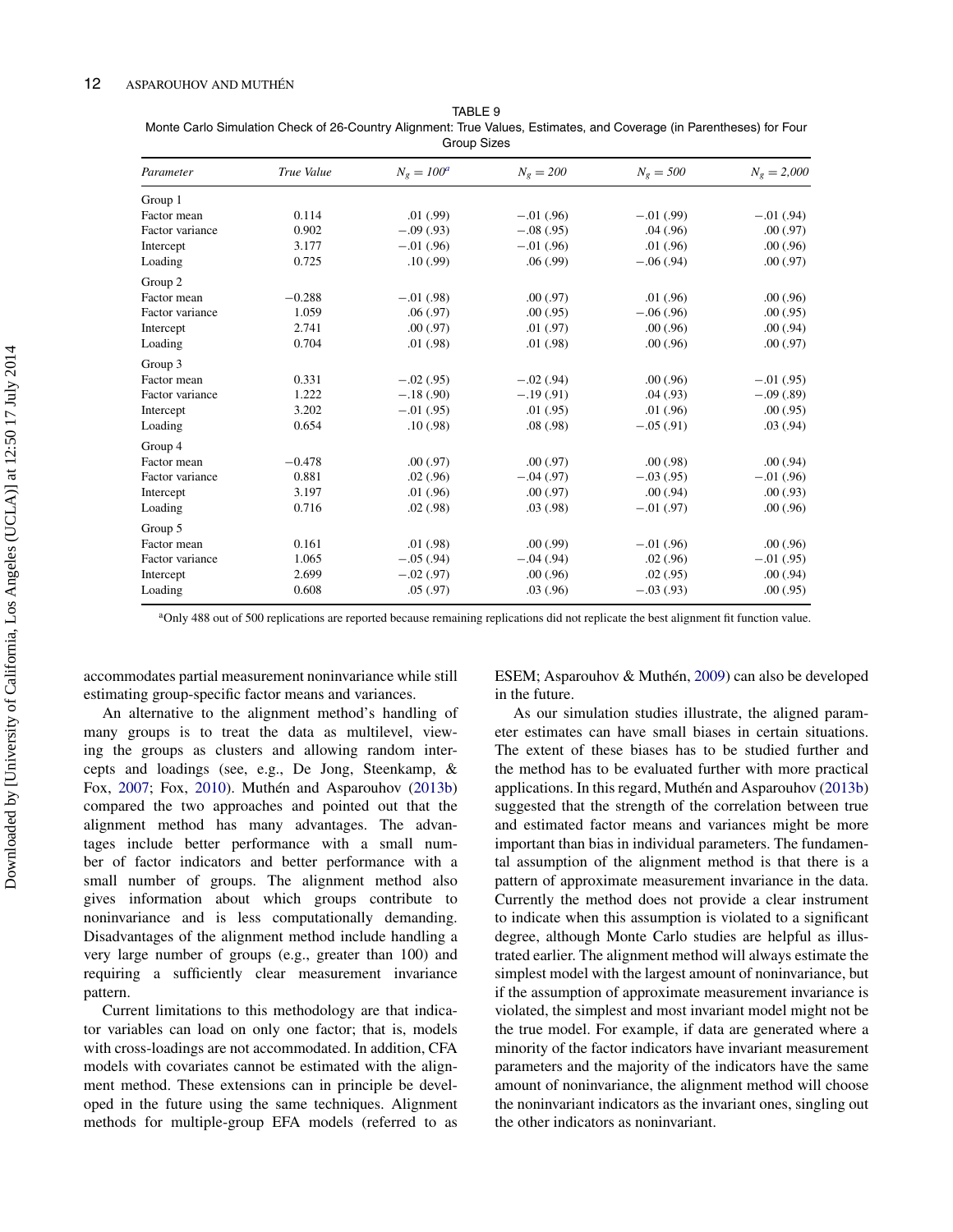TABLE 9
Monte Carlo Simulation Check of 26-Country Alignment: True Values, Estimates, and Coverage (in Parentheses) for Four Group Sizes

| *Parameter* | *True Value* | $N_g = 100^a$ | $N_g = 200$ | $N_g = 500$ | $N_g = 2{,}000$ |
|---|---|---|---|---|---|
| Group 1 | | | | | |
| Factor mean | 0.114 | .01 (.99) | −.01 (.96) | −.01 (.99) | −.01 (.94) |
| Factor variance | 0.902 | −.09 (.93) | −.08 (.95) | .04 (.96) | .00 (.97) |
| Intercept | 3.177 | −.01 (.96) | −.01 (.96) | .01 (.96) | .00 (.96) |
| Loading | 0.725 | .10 (.99) | .06 (.99) | −.06 (.94) | .00 (.97) |
| Group 2 | | | | | |
| Factor mean | −0.288 | −.01 (.98) | .00 (.97) | .01 (.96) | .00 (.96) |
| Factor variance | 1.059 | .06 (.97) | .00 (.95) | −.06 (.96) | .00 (.95) |
| Intercept | 2.741 | .00 (.97) | .01 (.97) | .00 (.96) | .00 (.94) |
| Loading | 0.704 | .01 (.98) | .01 (.98) | .00 (.96) | .00 (.97) |
| Group 3 | | | | | |
| Factor mean | 0.331 | −.02 (.95) | −.02 (.94) | .00 (.96) | −.01 (.95) |
| Factor variance | 1.222 | −.18 (.90) | −.19 (.91) | .04 (.93) | −.09 (.89) |
| Intercept | 3.202 | −.01 (.95) | .01 (.95) | .01 (.96) | .00 (.95) |
| Loading | 0.654 | .10 (.98) | .08 (.98) | −.05 (.91) | .03 (.94) |
| Group 4 | | | | | |
| Factor mean | −0.478 | .00 (.97) | .00 (.97) | .00 (.98) | .00 (.94) |
| Factor variance | 0.881 | .02 (.96) | −.04 (.97) | −.03 (.95) | −.01 (.96) |
| Intercept | 3.197 | .01 (.96) | .00 (.97) | .00 (.94) | .00 (.93) |
| Loading | 0.716 | .02 (.98) | .03 (.98) | −.01 (.97) | .00 (.96) |
| Group 5 | | | | | |
| Factor mean | 0.161 | .01 (.98) | .00 (.99) | −.01 (.96) | .00 (.96) |
| Factor variance | 1.065 | −.05 (.94) | −.04 (.94) | .02 (.96) | −.01 (.95) |
| Intercept | 2.699 | −.02 (.97) | .00 (.96) | .02 (.95) | .00 (.94) |
| Loading | 0.608 | .05 (.97) | .03 (.96) | −.03 (.93) | .00 (.95) |

[a]Only 488 out of 500 replications are reported because remaining replications did not replicate the best alignment fit function value.

accommodates partial measurement noninvariance while still estimating group-specific factor means and variances.

An alternative to the alignment method's handling of many groups is to treat the data as multilevel, viewing the groups as clusters and allowing random intercepts and loadings (see, e.g., De Jong, Steenkamp, & Fox, 2007; Fox, 2010). Muthén and Asparouhov (2013b) compared the two approaches and pointed out that the alignment method has many advantages. The advantages include better performance with a small number of factor indicators and better performance with a small number of groups. The alignment method also gives information about which groups contribute to noninvariance and is less computationally demanding. Disadvantages of the alignment method include handling a very large number of groups (e.g., greater than 100) and requiring a sufficiently clear measurement invariance pattern.

Current limitations to this methodology are that indicator variables can load on only one factor; that is, models with cross-loadings are not accommodated. In addition, CFA models with covariates cannot be estimated with the alignment method. These extensions can in principle be developed in the future using the same techniques. Alignment methods for multiple-group EFA models (referred to as ESEM; Asparouhov & Muthén, 2009) can also be developed in the future.

As our simulation studies illustrate, the aligned parameter estimates can have small biases in certain situations. The extent of these biases has to be studied further and the method has to be evaluated further with more practical applications. In this regard, Muthén and Asparouhov (2013b) suggested that the strength of the correlation between true and estimated factor means and variances might be more important than bias in individual parameters. The fundamental assumption of the alignment method is that there is a pattern of approximate measurement invariance in the data. Currently the method does not provide a clear instrument to indicate when this assumption is violated to a significant degree, although Monte Carlo studies are helpful as illustrated earlier. The alignment method will always estimate the simplest model with the largest amount of noninvariance, but if the assumption of approximate measurement invariance is violated, the simplest and most invariant model might not be the true model. For example, if data are generated where a minority of the factor indicators have invariant measurement parameters and the majority of the indicators have the same amount of noninvariance, the alignment method will choose the noninvariant indicators as the invariant ones, singling out the other indicators as noninvariant.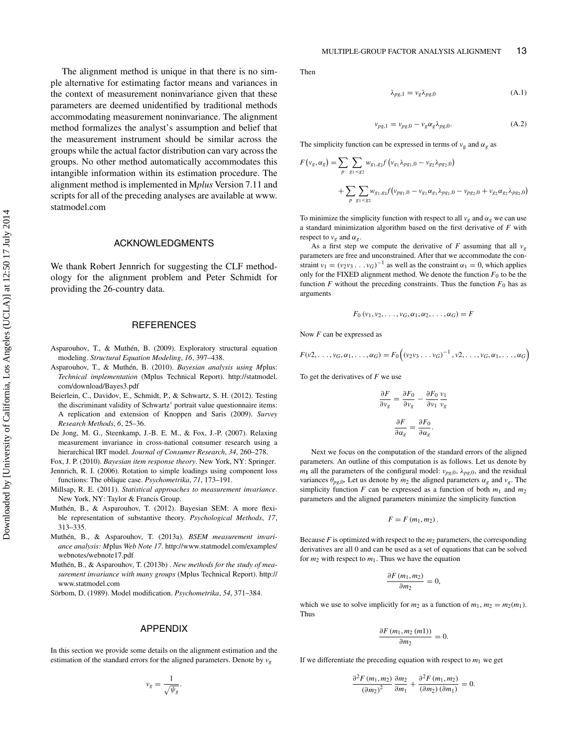The alignment method is unique in that there is no simple alternative for estimating factor means and variances in the context of measurement noninvariance given that these parameters are deemed unidentified by traditional methods accommodating measurement noninvariance. The alignment method formalizes the analyst's assumption and belief that the measurement instrument should be similar across the groups while the actual factor distribution can vary across the groups. No other method automatically accommodates this intangible information within its estimation procedure. The alignment method is implemented in M*plus* Version 7.11 and scripts for all of the preceding analyses are available at www.statmodel.com

## ACKNOWLEDGMENTS

We thank Robert Jennrich for suggesting the CLF methodology for the alignment problem and Peter Schmidt for providing the 26-country data.

## REFERENCES

Asparouhov, T., & Muthén, B. (2009). Exploratory structural equation modeling. *Structural Equation Modeling*, *16*, 397–438.

Asparouhov, T., & Muthén, B. (2010). *Bayesian analysis using Mplus: Technical implementation* (Mplus Technical Report). http://statmodel.com/download/Bayes3.pdf

Beierlein, C., Davidov, E., Schmidt, P., & Schwartz, S. H. (2012). Testing the discriminant validity of Schwartz' portrait value questionnaire items: A replication and extension of Knoppen and Saris (2009). *Survey Research Methods*, *6*, 25–36.

De Jong, M. G., Steenkamp, J.-B. E. M., & Fox, J.-P. (2007). Relaxing measurement invariance in cross-national consumer research using a hierarchical IRT model. *Journal of Consumer Research*, *34*, 260–278.

Fox, J. P. (2010). *Bayesian item response theory*. New York, NY: Springer.

Jennrich, R. I. (2006). Rotation to simple loadings using component loss functions: The oblique case. *Psychometrika*, *71*, 173–191.

Millsap, R. E. (2011). *Statistical approaches to measurement invariance*. New York, NY: Taylor & Francis Group.

Muthén, B., & Asparouhov, T. (2012). Bayesian SEM: A more flexible representation of substantive theory. *Psychological Methods*, *17*, 313–335.

Muthén, B., & Asparouhov, T. (2013a). *BSEM measurement invariance analysis: Mplus Web Note 17*. http://www.statmodel.com/examples/webnotes/webnote17.pdf

Muthén, B., & Asparouhov, T. (2013b) . *New methods for the study of measurement invariance with many groups* (Mplus Technical Report). http://www.statmodel.com

Sörbom, D. (1989). Model modification. *Psychometrika*, *54*, 371–384.

## APPENDIX

In this section we provide some details on the alignment estimation and the estimation of the standard errors for the aligned parameters. Denote by $v_g$

$$v_g = \frac{1}{\sqrt{\psi_g}}.$$

Then

$$\lambda_{pg,1} = v_g \lambda_{pg,0} \tag{A.1}$$

$$\nu_{pg,1} = \nu_{pg,0} - v_g \alpha_g \lambda_{pg,0}. \tag{A.2}$$

The simplicity function can be expressed in terms of $v_g$ and $\alpha_g$ as

$$F(v_g, \alpha_g) = \sum_p \sum_{g_1 < g_2} w_{g_1,g_2} f\left(v_{g_1}\lambda_{pg_1,0} - v_{g_2}\lambda_{pg_2,0}\right)$$

$$+ \sum_p \sum_{g_1 < g_2} w_{g_1,g_2} f\left(\nu_{pg_1,0} - v_{g_1}\alpha_{g_1}\lambda_{pg_1,0} - \nu_{pg_2,0} + v_{g_2}\alpha_{g_2}\lambda_{pg_2,0}\right)$$

To minimize the simplicity function with respect to all $v_g$ and $\alpha_g$ we can use a standard minimization algorithm based on the first derivative of $F$ with respect to $v_g$ and $\alpha_g$.

As a first step we compute the derivative of $F$ assuming that all $v_g$ parameters are free and unconstrained. After that we accommodate the constraint $v_1 = (v_2 v_3 \ldots v_G)^{-1}$ as well as the constraint $\alpha_1 = 0$, which applies only for the FIXED alignment method. We denote the function $F_0$ to be the function $F$ without the preceding constraints. Thus the function $F_0$ has as arguments

$$F_0(v_1, v_2, \ldots, v_G, \alpha_1, \alpha_2, \ldots, \alpha_G) = F$$

Now $F$ can be expressed as

$$F(v2, \ldots, v_G, \alpha_1, \ldots, \alpha_G) = F_0\left((v_2 v_3 \ldots v_G)^{-1}, v2, \ldots, v_G, \alpha_1, \ldots, \alpha_G\right)$$

To get the derivatives of $F$ we use

$$\frac{\partial F}{\partial v_g} = \frac{\partial F_0}{\partial v_g} - \frac{\partial F_0}{\partial v_1}\frac{v_1}{v_g}$$

$$\frac{\partial F}{\partial \alpha_g} = \frac{\partial F_0}{\partial \alpha_g}.$$

Next we focus on the computation of the standard errors of the aligned parameters. An outline of this computation is as follows. Let us denote by $m_1$ all the parameters of the configural model: $\nu_{pg,0}$, $\lambda_{pg,0}$, and the residual variances $\theta_{pg,0}$. Let us denote by $m_2$ the aligned parameters $\alpha_g$ and $v_g$. The simplicity function $F$ can be expressed as a function of both $m_1$ and $m_2$ parameters and the aligned parameters minimize the simplicity function

$$F = F(m_1, m_2).$$

Because $F$ is optimized with respect to the $m_2$ parameters, the corresponding derivatives are all 0 and can be used as a set of equations that can be solved for $m_2$ with respect to $m_1$. Thus we have the equation

$$\frac{\partial F(m_1, m_2)}{\partial m_2} = 0,$$

which we use to solve implicitly for $m_2$ as a function of $m_1$, $m_2 = m_2(m_1)$. Thus

$$\frac{\partial F(m_1, m_2(m1))}{\partial m_2} = 0.$$

If we differentiate the preceding equation with respect to $m_1$ we get

$$\frac{\partial^2 F(m_1, m_2)}{(\partial m_2)^2}\frac{\partial m_2}{\partial m_1} + \frac{\partial^2 F(m_1, m_2)}{(\partial m_2)(\partial m_1)} = 0.$$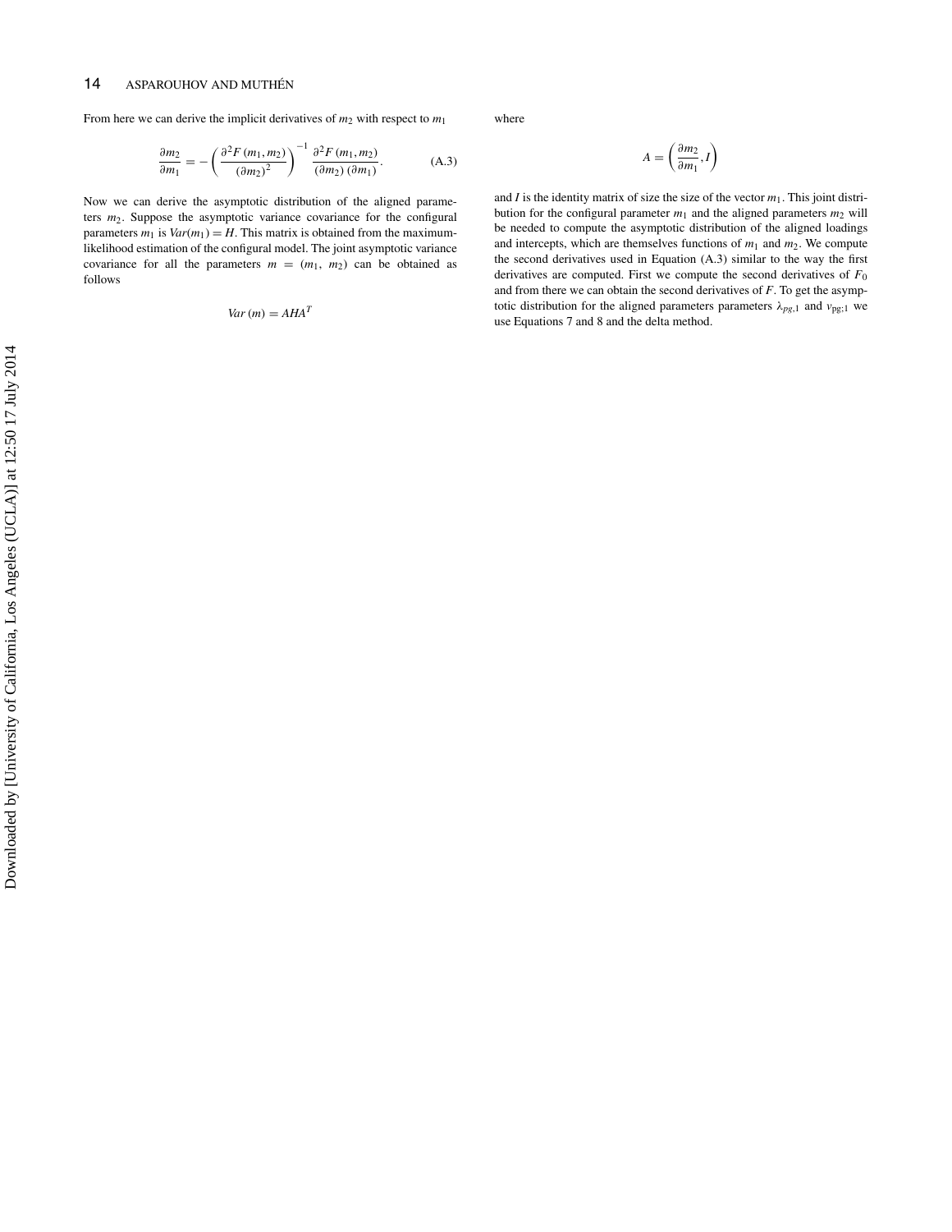From here we can derive the implicit derivatives of $m_2$ with respect to $m_1$

$$\frac{\partial m_2}{\partial m_1} = -\left(\frac{\partial^2 F(m_1, m_2)}{(\partial m_2)^2}\right)^{-1} \frac{\partial^2 F(m_1, m_2)}{(\partial m_2)(\partial m_1)}. \tag{A.3}$$

Now we can derive the asymptotic distribution of the aligned parameters $m_2$. Suppose the asymptotic variance covariance for the configural parameters $m_1$ is $Var(m_1) = H$. This matrix is obtained from the maximum-likelihood estimation of the configural model. The joint asymptotic variance covariance for all the parameters $m = (m_1, m_2)$ can be obtained as follows

$$Var(m) = AHA^T$$

where

$$A = \left(\frac{\partial m_2}{\partial m_1}, I\right)$$

and $I$ is the identity matrix of size the size of the vector $m_1$. This joint distribution for the configural parameter $m_1$ and the aligned parameters $m_2$ will be needed to compute the asymptotic distribution of the aligned loadings and intercepts, which are themselves functions of $m_1$ and $m_2$. We compute the second derivatives used in Equation (A.3) similar to the way the first derivatives are computed. First we compute the second derivatives of $F_0$ and from there we can obtain the second derivatives of $F$. To get the asymptotic distribution for the aligned parameters parameters $\lambda_{pg,1}$ and $\nu_{pg,1}$ we use Equations 7 and 8 and the delta method.